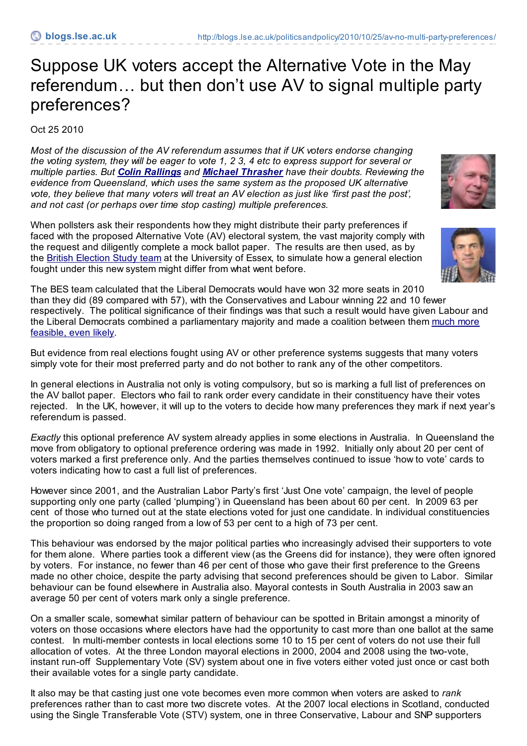# Suppose UK voters accept the Alternative Vote in the May referendum… but then don't use AV to signal multiple party preferences?

Oct 25 2010

*Most of the discussion of the AV referendum assumes that if UK voters endorse changing the voting system, they will be eager to vote 1, 2 3, 4 etc to express support for several or multiple parties. But* ***Colin Rallings*** *and* ***Michael Thrasher*** *have their doubts. Reviewing the evidence from Queensland, which uses the same system as the proposed UK alternative vote, they believe that many voters will treat an AV election as just like 'first past the post', and not cast (or perhaps over time stop casting) multiple preferences.*

When pollsters ask their respondents how they might distribute their party preferences if faced with the proposed Alternative Vote (AV) electoral system, the vast majority comply with the request and diligently complete a mock ballot paper. The results are then used, as by the British Election Study team at the University of Essex, to simulate how a general election fought under this new system might differ from what went before.

The BES team calculated that the Liberal Democrats would have won 32 more seats in 2010 than they did (89 compared with 57), with the Conservatives and Labour winning 22 and 10 fewer respectively. The political significance of their findings was that such a result would have given Labour and the Liberal Democrats combined a parliamentary majority and made a coalition between them much more feasible, even likely.

But evidence from real elections fought using AV or other preference systems suggests that many voters simply vote for their most preferred party and do not bother to rank any of the other competitors.

In general elections in Australia not only is voting compulsory, but so is marking a full list of preferences on the AV ballot paper. Electors who fail to rank order every candidate in their constituency have their votes rejected. In the UK, however, it will up to the voters to decide how many preferences they mark if next year's referendum is passed.

*Exactly* this optional preference AV system already applies in some elections in Australia. In Queensland the move from obligatory to optional preference ordering was made in 1992. Initially only about 20 per cent of voters marked a first preference only. And the parties themselves continued to issue 'how to vote' cards to voters indicating how to cast a full list of preferences.

However since 2001, and the Australian Labor Party's first 'Just One vote' campaign, the level of people supporting only one party (called 'plumping') in Queensland has been about 60 per cent. In 2009 63 per cent of those who turned out at the state elections voted for just one candidate. In individual constituencies the proportion so doing ranged from a low of 53 per cent to a high of 73 per cent.

This behaviour was endorsed by the major political parties who increasingly advised their supporters to vote for them alone. Where parties took a different view (as the Greens did for instance), they were often ignored by voters. For instance, no fewer than 46 per cent of those who gave their first preference to the Greens made no other choice, despite the party advising that second preferences should be given to Labor. Similar behaviour can be found elsewhere in Australia also. Mayoral contests in South Australia in 2003 saw an average 50 per cent of voters mark only a single preference.

On a smaller scale, somewhat similar pattern of behaviour can be spotted in Britain amongst a minority of voters on those occasions where electors have had the opportunity to cast more than one ballot at the same contest. In multi-member contests in local elections some 10 to 15 per cent of voters do not use their full allocation of votes. At the three London mayoral elections in 2000, 2004 and 2008 using the two-vote, instant run-off Supplementary Vote (SV) system about one in five voters either voted just once or cast both their available votes for a single party candidate.

It also may be that casting just one vote becomes even more common when voters are asked to *rank* preferences rather than to cast more two discrete votes. At the 2007 local elections in Scotland, conducted using the Single Transferable Vote (STV) system, one in three Conservative, Labour and SNP supporters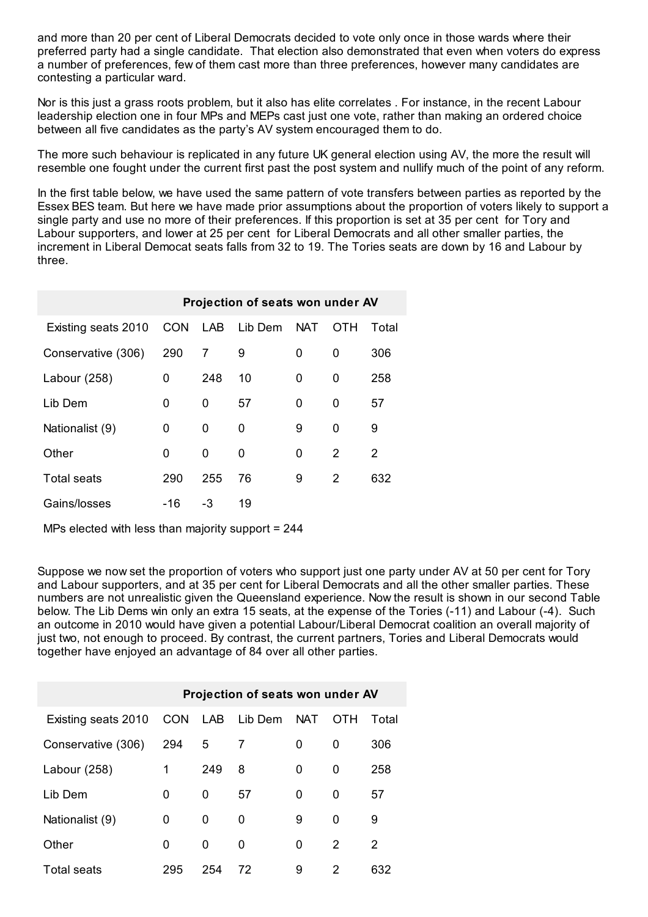and more than 20 per cent of Liberal Democrats decided to vote only once in those wards where their preferred party had a single candidate. That election also demonstrated that even when voters do express a number of preferences, few of them cast more than three preferences, however many candidates are contesting a particular ward.

Nor is this just a grass roots problem, but it also has elite correlates . For instance, in the recent Labour leadership election one in four MPs and MEPs cast just one vote, rather than making an ordered choice between all five candidates as the party's AV system encouraged them to do.

The more such behaviour is replicated in any future UK general election using AV, the more the result will resemble one fought under the current first past the post system and nullify much of the point of any reform.

In the first table below, we have used the same pattern of vote transfers between parties as reported by the Essex BES team. But here we have made prior assumptions about the proportion of voters likely to support a single party and use no more of their preferences. If this proportion is set at 35 per cent for Tory and Labour supporters, and lower at 25 per cent for Liberal Democrats and all other smaller parties, the increment in Liberal Democat seats falls from 32 to 19. The Tories seats are down by 16 and Labour by three.

| | Projection of seats won under AV | | | | | |
|---|---|---|---|---|---|---|
| Existing seats 2010 | CON | LAB | Lib Dem | NAT | OTH | Total |
| Conservative (306) | 290 | 7 | 9 | 0 | 0 | 306 |
| Labour (258) | 0 | 248 | 10 | 0 | 0 | 258 |
| Lib Dem | 0 | 0 | 57 | 0 | 0 | 57 |
| Nationalist (9) | 0 | 0 | 0 | 9 | 0 | 9 |
| Other | 0 | 0 | 0 | 0 | 2 | 2 |
| Total seats | 290 | 255 | 76 | 9 | 2 | 632 |
| Gains/losses | -16 | -3 | 19 | | | |

MPs elected with less than majority support = 244

Suppose we now set the proportion of voters who support just one party under AV at 50 per cent for Tory and Labour supporters, and at 35 per cent for Liberal Democrats and all the other smaller parties. These numbers are not unrealistic given the Queensland experience. Now the result is shown in our second Table below. The Lib Dems win only an extra 15 seats, at the expense of the Tories (-11) and Labour (-4). Such an outcome in 2010 would have given a potential Labour/Liberal Democrat coalition an overall majority of just two, not enough to proceed. By contrast, the current partners, Tories and Liberal Democrats would together have enjoyed an advantage of 84 over all other parties.

| | Projection of seats won under AV | | | | | |
|---|---|---|---|---|---|---|
| Existing seats 2010 | CON | LAB | Lib Dem | NAT | OTH | Total |
| Conservative (306) | 294 | 5 | 7 | 0 | 0 | 306 |
| Labour (258) | 1 | 249 | 8 | 0 | 0 | 258 |
| Lib Dem | 0 | 0 | 57 | 0 | 0 | 57 |
| Nationalist (9) | 0 | 0 | 0 | 9 | 0 | 9 |
| Other | 0 | 0 | 0 | 0 | 2 | 2 |
| Total seats | 295 | 254 | 72 | 9 | 2 | 632 |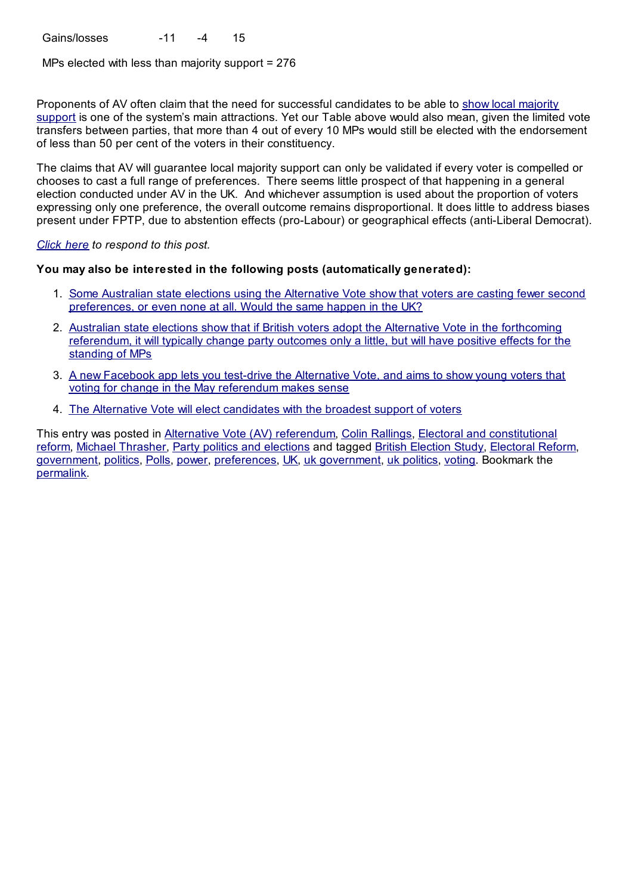| | | | |
|---|---|---|---|
| Gains/losses | -11 | -4 | 15 |

MPs elected with less than majority support = 276

Proponents of AV often claim that the need for successful candidates to be able to show local majority support is one of the system's main attractions. Yet our Table above would also mean, given the limited vote transfers between parties, that more than 4 out of every 10 MPs would still be elected with the endorsement of less than 50 per cent of the voters in their constituency.

The claims that AV will guarantee local majority support can only be validated if every voter is compelled or chooses to cast a full range of preferences. There seems little prospect of that happening in a general election conducted under AV in the UK. And whichever assumption is used about the proportion of voters expressing only one preference, the overall outcome remains disproportional. It does little to address biases present under FPTP, due to abstention effects (pro-Labour) or geographical effects (anti-Liberal Democrat).

*Click here to respond to this post.*

**You may also be interested in the following posts (automatically generated):**

1. Some Australian state elections using the Alternative Vote show that voters are casting fewer second preferences, or even none at all. Would the same happen in the UK?
2. Australian state elections show that if British voters adopt the Alternative Vote in the forthcoming referendum, it will typically change party outcomes only a little, but will have positive effects for the standing of MPs
3. A new Facebook app lets you test-drive the Alternative Vote, and aims to show young voters that voting for change in the May referendum makes sense
4. The Alternative Vote will elect candidates with the broadest support of voters

This entry was posted in Alternative Vote (AV) referendum, Colin Rallings, Electoral and constitutional reform, Michael Thrasher, Party politics and elections and tagged British Election Study, Electoral Reform, government, politics, Polls, power, preferences, UK, uk government, uk politics, voting. Bookmark the permalink.